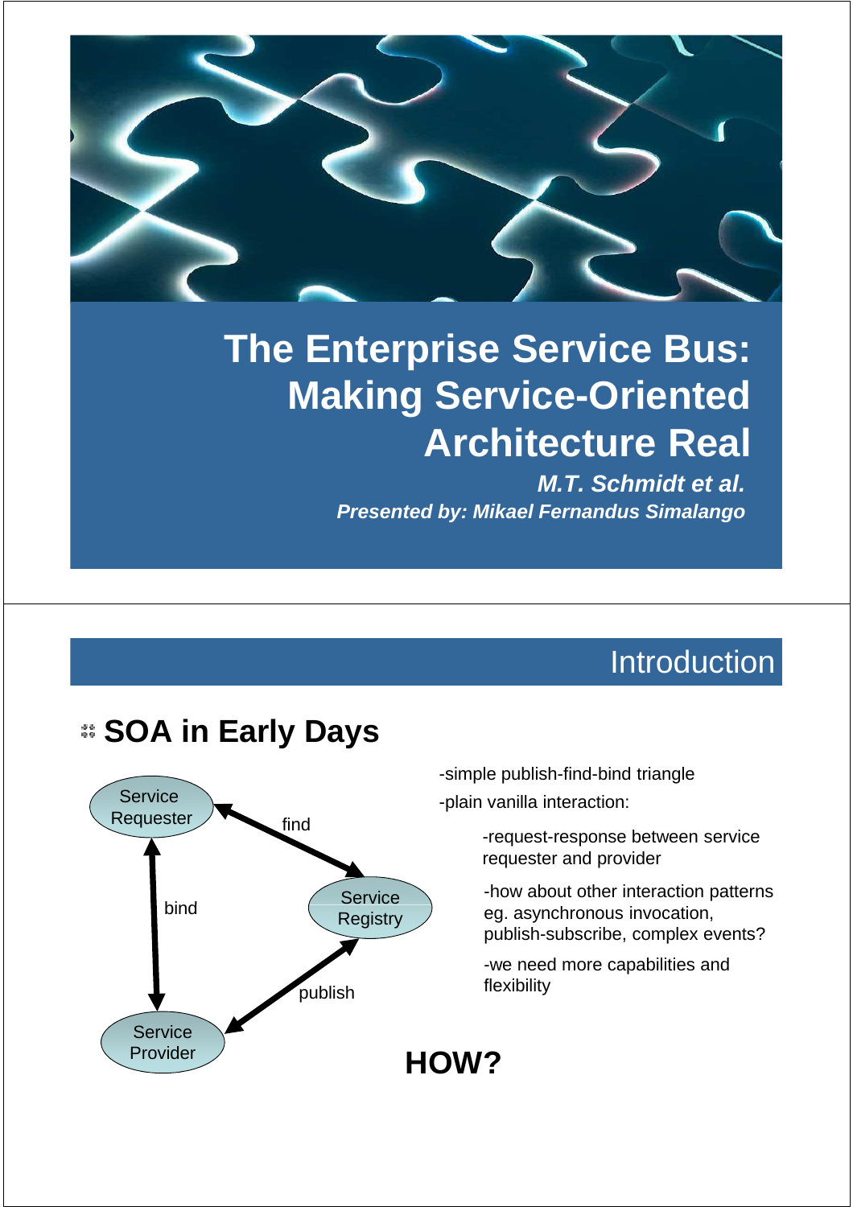# The Enterprise Service Bus: Making Service-Oriented Architecture Real

***M.T. Schmidt et al.***

***Presented by: Mikael Fernandus Simalango***

---

## Introduction

### SOA in Early Days

Service Requester — find — Service Registry

Service Requester — bind — Service Provider

Service Provider — publish — Service Registry

-simple publish-find-bind triangle

-plain vanilla interaction:

- -request-response between service requester and provider
- -how about other interaction patterns eg. asynchronous invocation, publish-subscribe, complex events?
- -we need more capabilities and flexibility

**HOW?**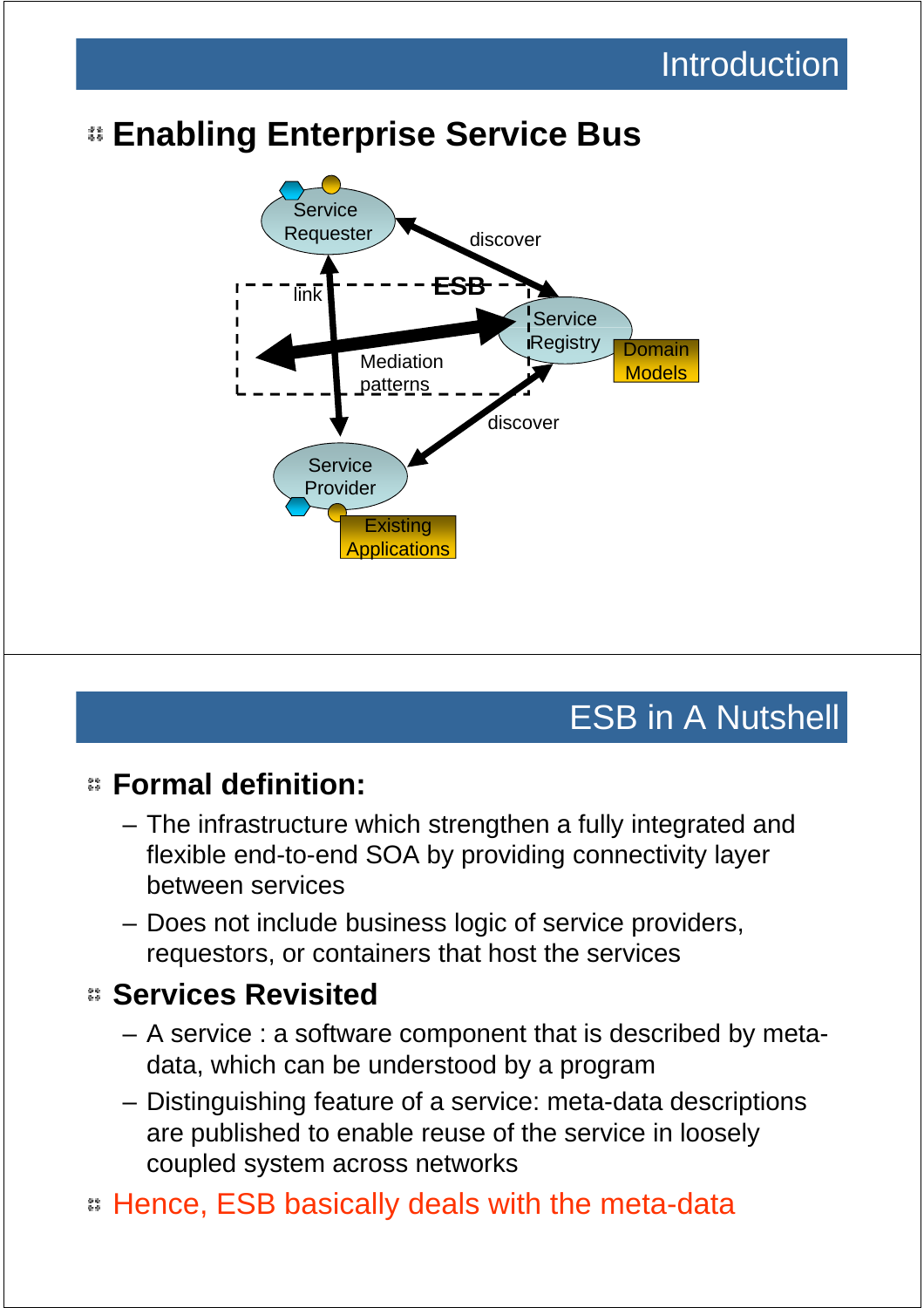## Introduction

- **Enabling Enterprise Service Bus**

Service Requester

discover

link

ESB

Service Registry

Domain Models

Mediation patterns

discover

Service Provider

Existing Applications

## ESB in A Nutshell

- **Formal definition:**
  - The infrastructure which strengthen a fully integrated and flexible end-to-end SOA by providing connectivity layer between services
  - Does not include business logic of service providers, requestors, or containers that host the services
- **Services Revisited**
  - A service : a software component that is described by meta-data, which can be understood by a program
  - Distinguishing feature of a service: meta-data descriptions are published to enable reuse of the service in loosely coupled system across networks
- Hence, ESB basically deals with the meta-data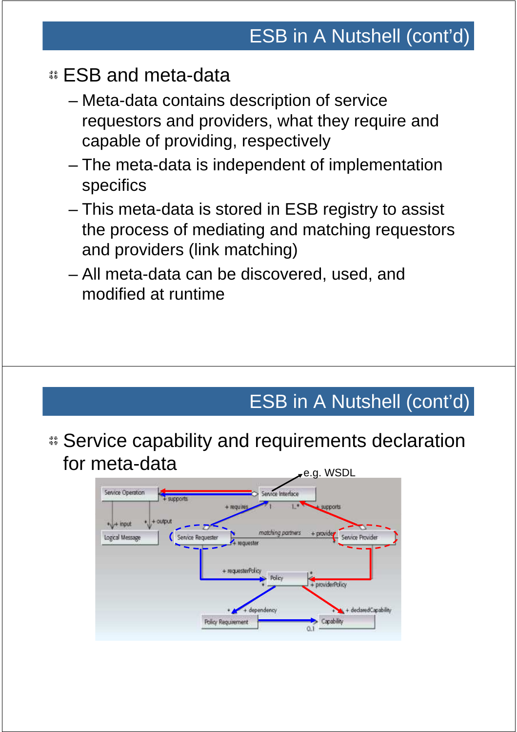## ESB in A Nutshell (cont'd)

- ESB and meta-data
  - Meta-data contains description of service requestors and providers, what they require and capable of providing, respectively
  - The meta-data is independent of implementation specifics
  - This meta-data is stored in ESB registry to assist the process of mediating and matching requestors and providers (link matching)
  - All meta-data can be discovered, used, and modified at runtime

## ESB in A Nutshell (cont'd)

- Service capability and requirements declaration for meta-data

e.g. WSDL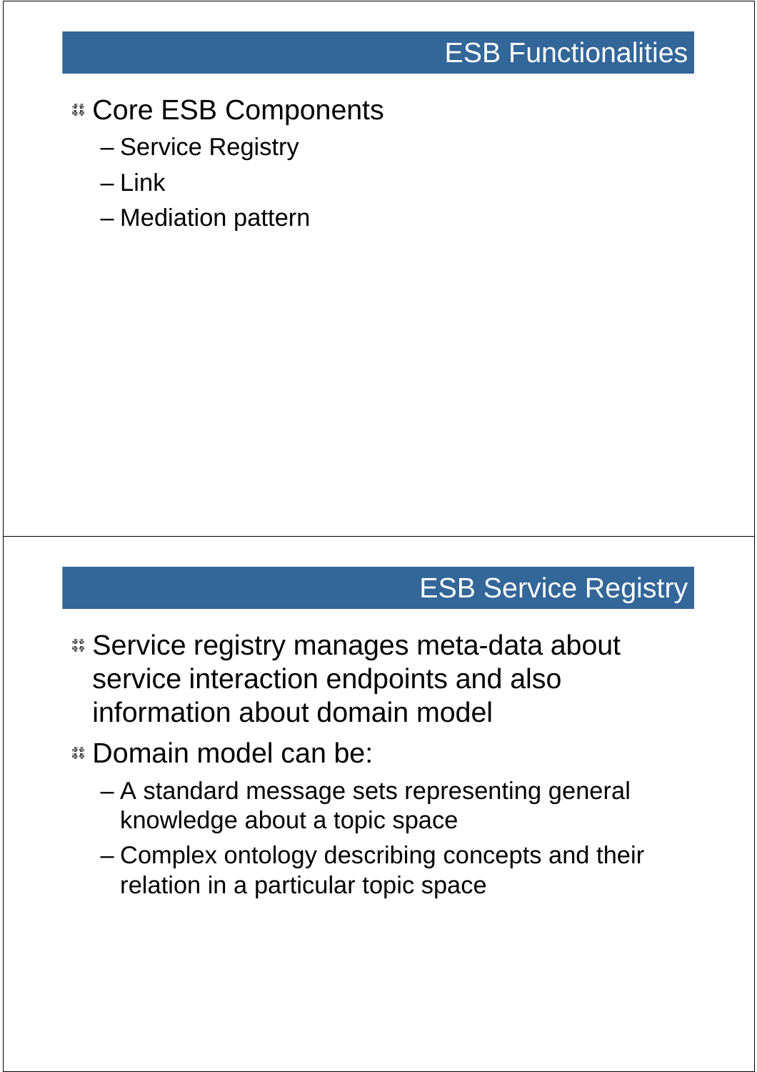## ESB Functionalities

- Core ESB Components
  - Service Registry
  - Link
  - Mediation pattern

## ESB Service Registry

- Service registry manages meta-data about service interaction endpoints and also information about domain model
- Domain model can be:
  - A standard message sets representing general knowledge about a topic space
  - Complex ontology describing concepts and their relation in a particular topic space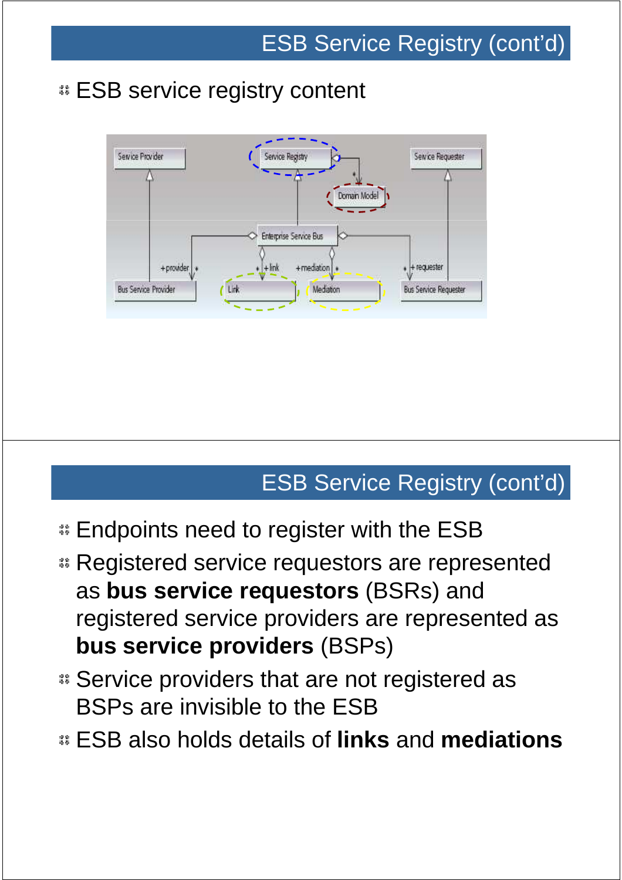## ESB Service Registry (cont'd)

- ESB service registry content

## ESB Service Registry (cont'd)

- Endpoints need to register with the ESB
- Registered service requestors are represented as **bus service requestors** (BSRs) and registered service providers are represented as **bus service providers** (BSPs)
- Service providers that are not registered as BSPs are invisible to the ESB
- ESB also holds details of **links** and **mediations**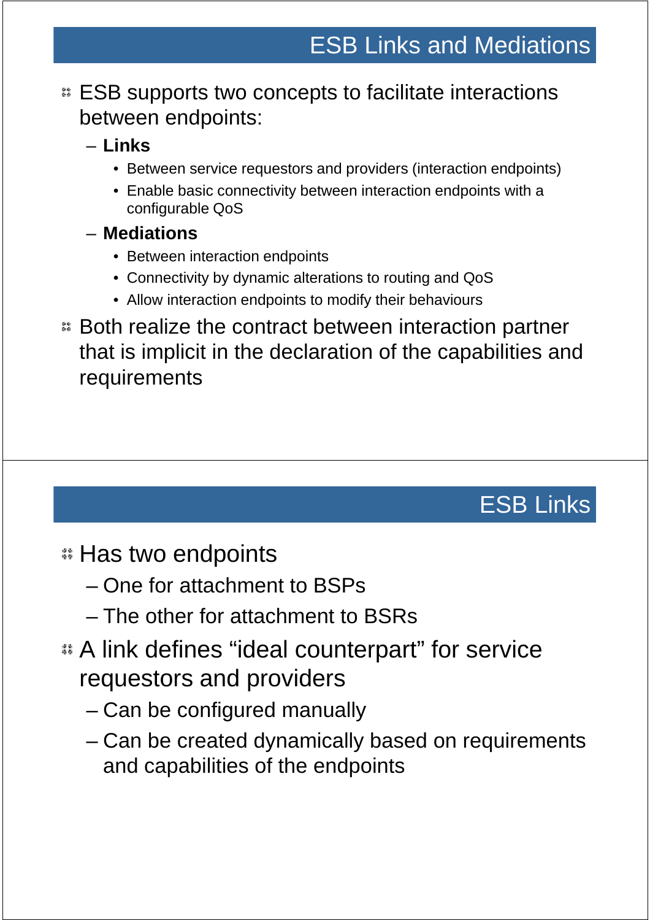## ESB Links and Mediations

- ESB supports two concepts to facilitate interactions between endpoints:
  - **Links**
    - Between service requestors and providers (interaction endpoints)
    - Enable basic connectivity between interaction endpoints with a configurable QoS
  - **Mediations**
    - Between interaction endpoints
    - Connectivity by dynamic alterations to routing and QoS
    - Allow interaction endpoints to modify their behaviours
- Both realize the contract between interaction partner that is implicit in the declaration of the capabilities and requirements

## ESB Links

- Has two endpoints
  - One for attachment to BSPs
  - The other for attachment to BSRs
- A link defines “ideal counterpart” for service requestors and providers
  - Can be configured manually
  - Can be created dynamically based on requirements and capabilities of the endpoints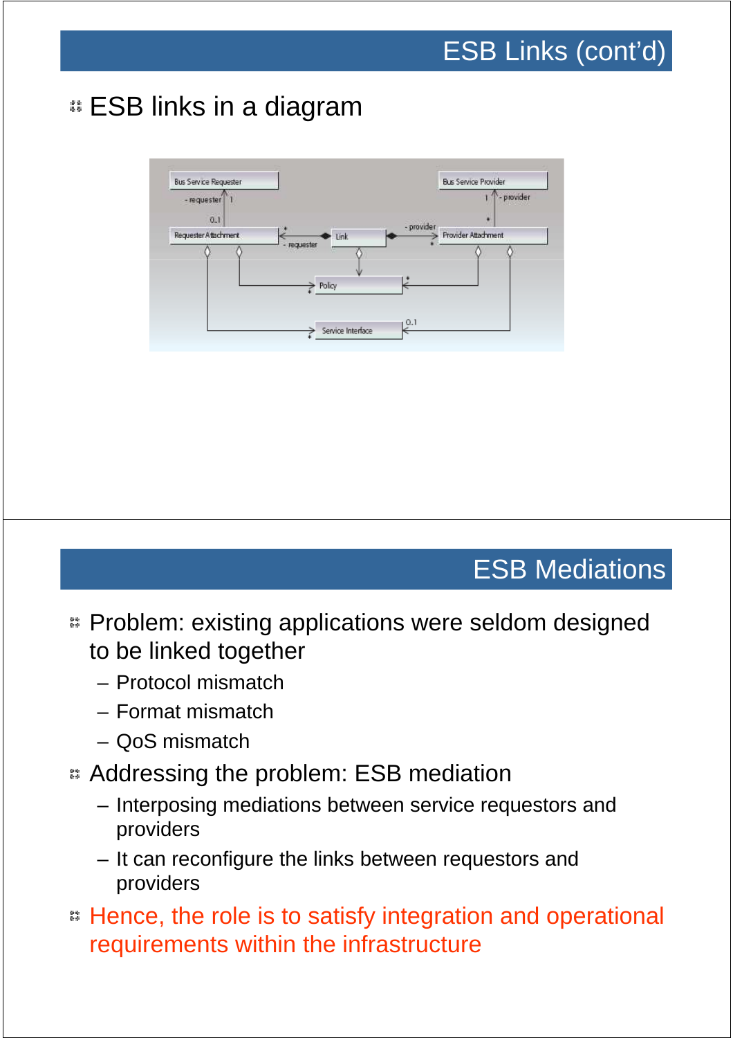## ESB Links (cont'd)

- ESB links in a diagram

## ESB Mediations

- Problem: existing applications were seldom designed to be linked together
  - Protocol mismatch
  - Format mismatch
  - QoS mismatch
- Addressing the problem: ESB mediation
  - Interposing mediations between service requestors and providers
  - It can reconfigure the links between requestors and providers
- Hence, the role is to satisfy integration and operational requirements within the infrastructure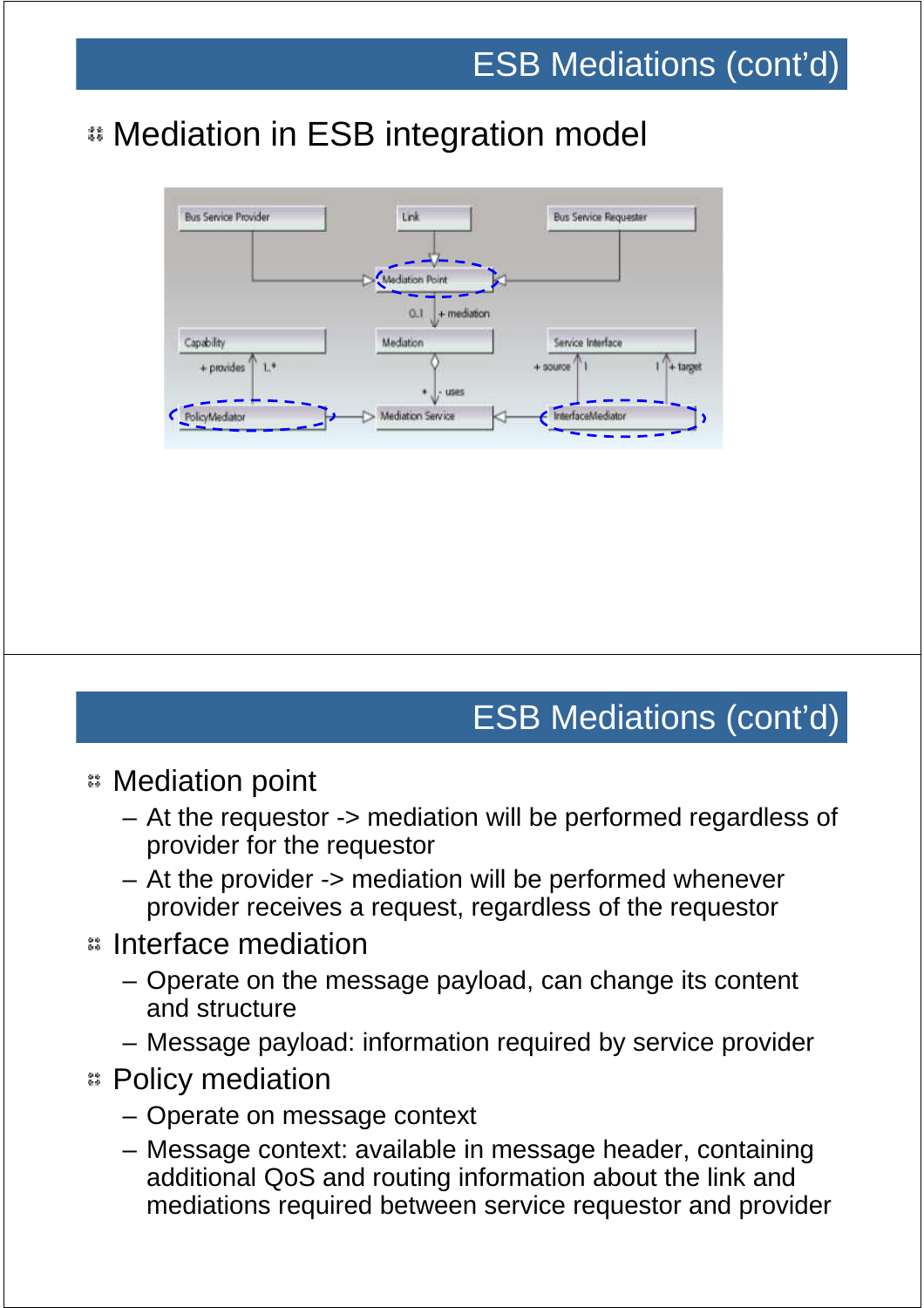## ESB Mediations (cont'd)

- Mediation in ESB integration model

## ESB Mediations (cont'd)

- Mediation point
  - At the requestor -> mediation will be performed regardless of provider for the requestor
  - At the provider -> mediation will be performed whenever provider receives a request, regardless of the requestor
- Interface mediation
  - Operate on the message payload, can change its content and structure
  - Message payload: information required by service provider
- Policy mediation
  - Operate on message context
  - Message context: available in message header, containing additional QoS and routing information about the link and mediations required between service requestor and provider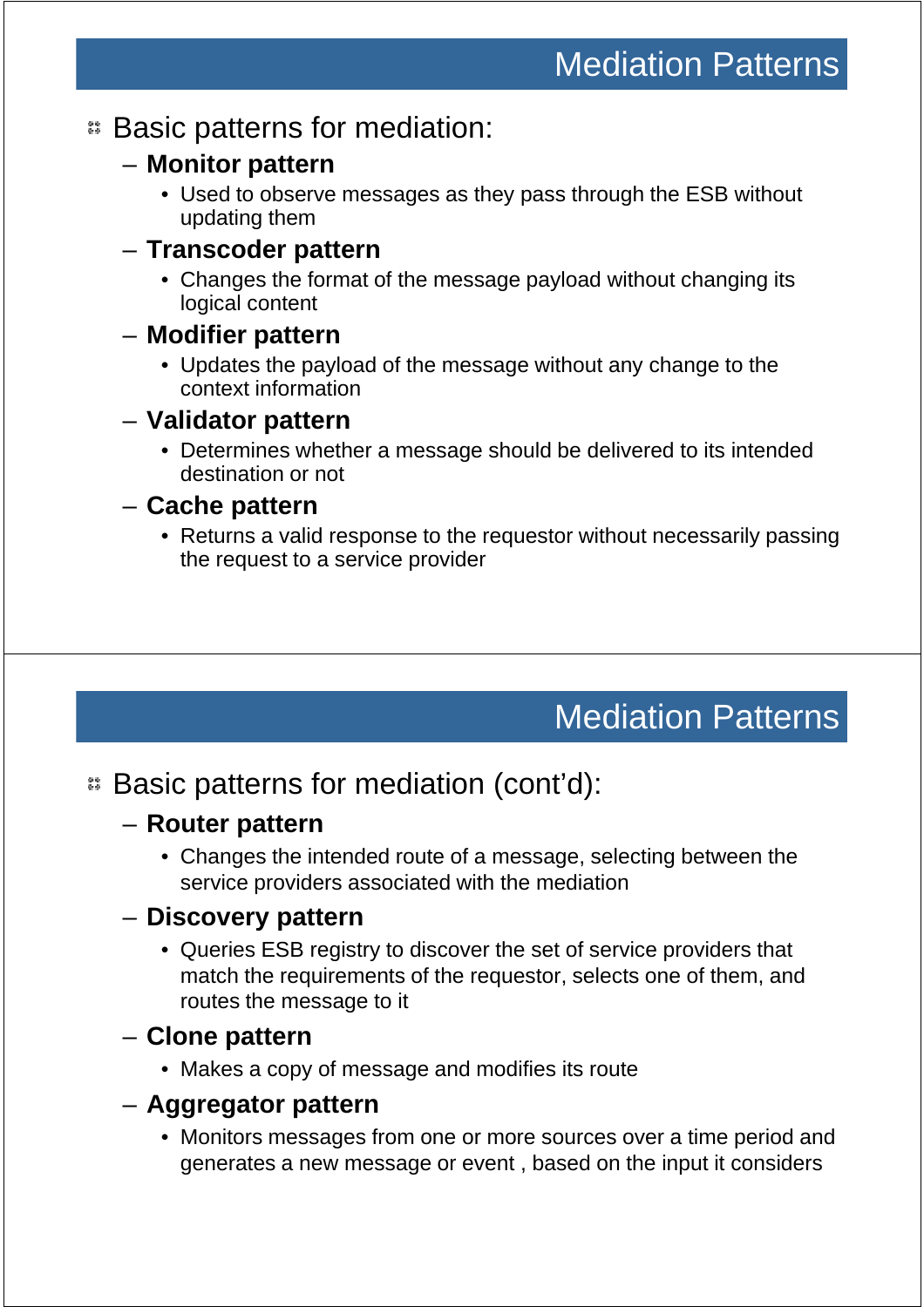## Mediation Patterns

- Basic patterns for mediation:
  - **Monitor pattern**
    - Used to observe messages as they pass through the ESB without updating them
  - **Transcoder pattern**
    - Changes the format of the message payload without changing its logical content
  - **Modifier pattern**
    - Updates the payload of the message without any change to the context information
  - **Validator pattern**
    - Determines whether a message should be delivered to its intended destination or not
  - **Cache pattern**
    - Returns a valid response to the requestor without necessarily passing the request to a service provider

## Mediation Patterns

- Basic patterns for mediation (cont'd):
  - **Router pattern**
    - Changes the intended route of a message, selecting between the service providers associated with the mediation
  - **Discovery pattern**
    - Queries ESB registry to discover the set of service providers that match the requirements of the requestor, selects one of them, and routes the message to it
  - **Clone pattern**
    - Makes a copy of message and modifies its route
  - **Aggregator pattern**
    - Monitors messages from one or more sources over a time period and generates a new message or event , based on the input it considers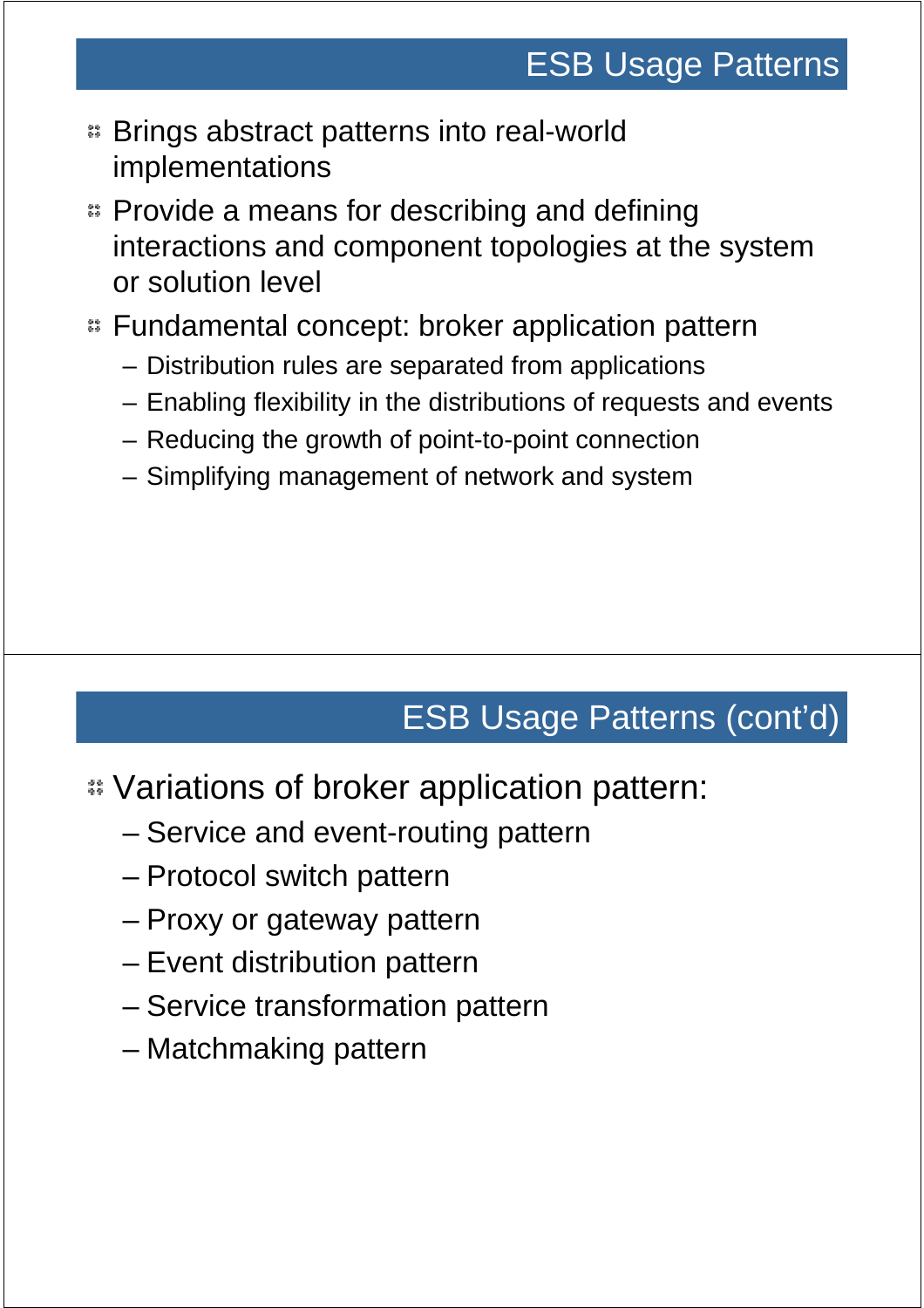## ESB Usage Patterns

- Brings abstract patterns into real-world implementations
- Provide a means for describing and defining interactions and component topologies at the system or solution level
- Fundamental concept: broker application pattern
  - Distribution rules are separated from applications
  - Enabling flexibility in the distributions of requests and events
  - Reducing the growth of point-to-point connection
  - Simplifying management of network and system

## ESB Usage Patterns (cont'd)

- Variations of broker application pattern:
  - Service and event-routing pattern
  - Protocol switch pattern
  - Proxy or gateway pattern
  - Event distribution pattern
  - Service transformation pattern
  - Matchmaking pattern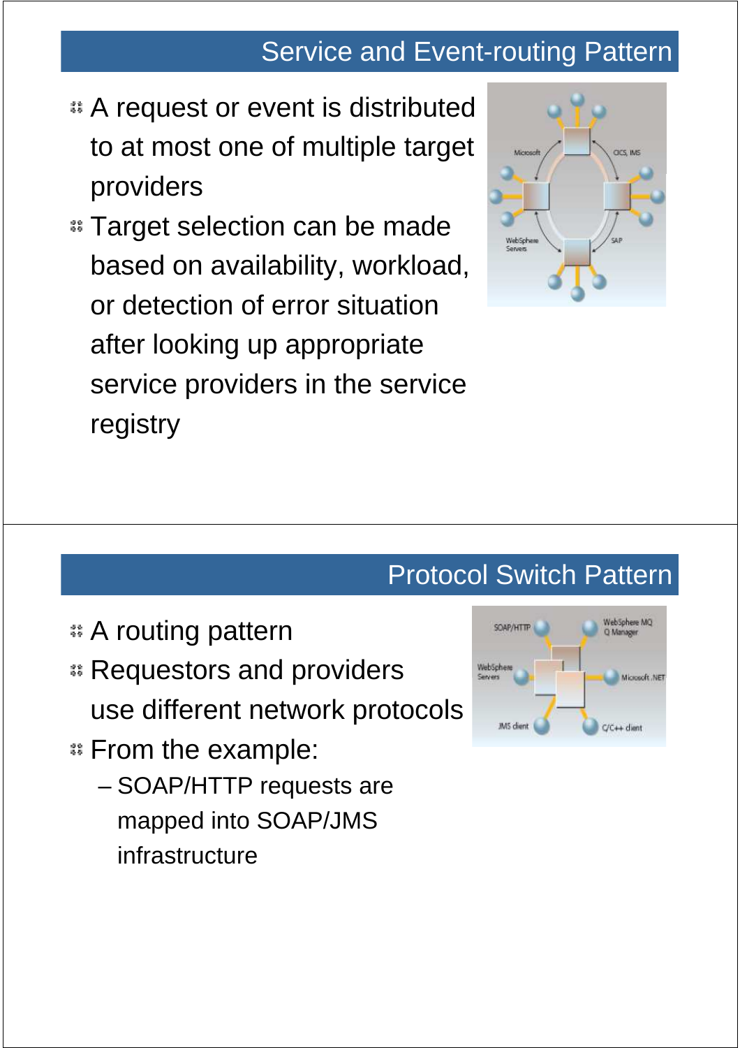## Service and Event-routing Pattern

- A request or event is distributed to at most one of multiple target providers
- Target selection can be made based on availability, workload, or detection of error situation after looking up appropriate service providers in the service registry

## Protocol Switch Pattern

- A routing pattern
- Requestors and providers use different network protocols
- From the example:
  - SOAP/HTTP requests are mapped into SOAP/JMS infrastructure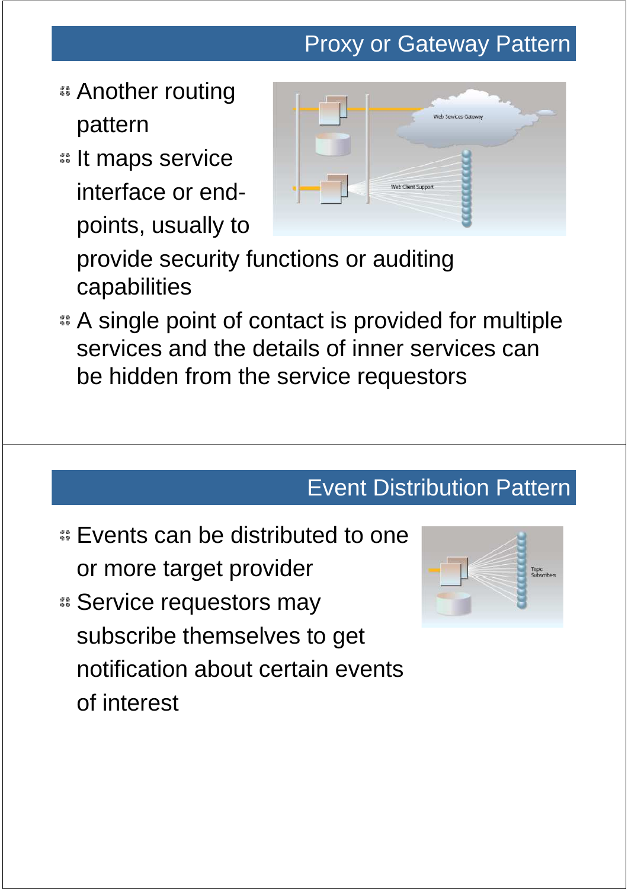## Proxy or Gateway Pattern

- Another routing pattern
- It maps service interface or end-points, usually to provide security functions or auditing capabilities
- A single point of contact is provided for multiple services and the details of inner services can be hidden from the service requestors

## Event Distribution Pattern

- Events can be distributed to one or more target provider
- Service requestors may subscribe themselves to get notification about certain events of interest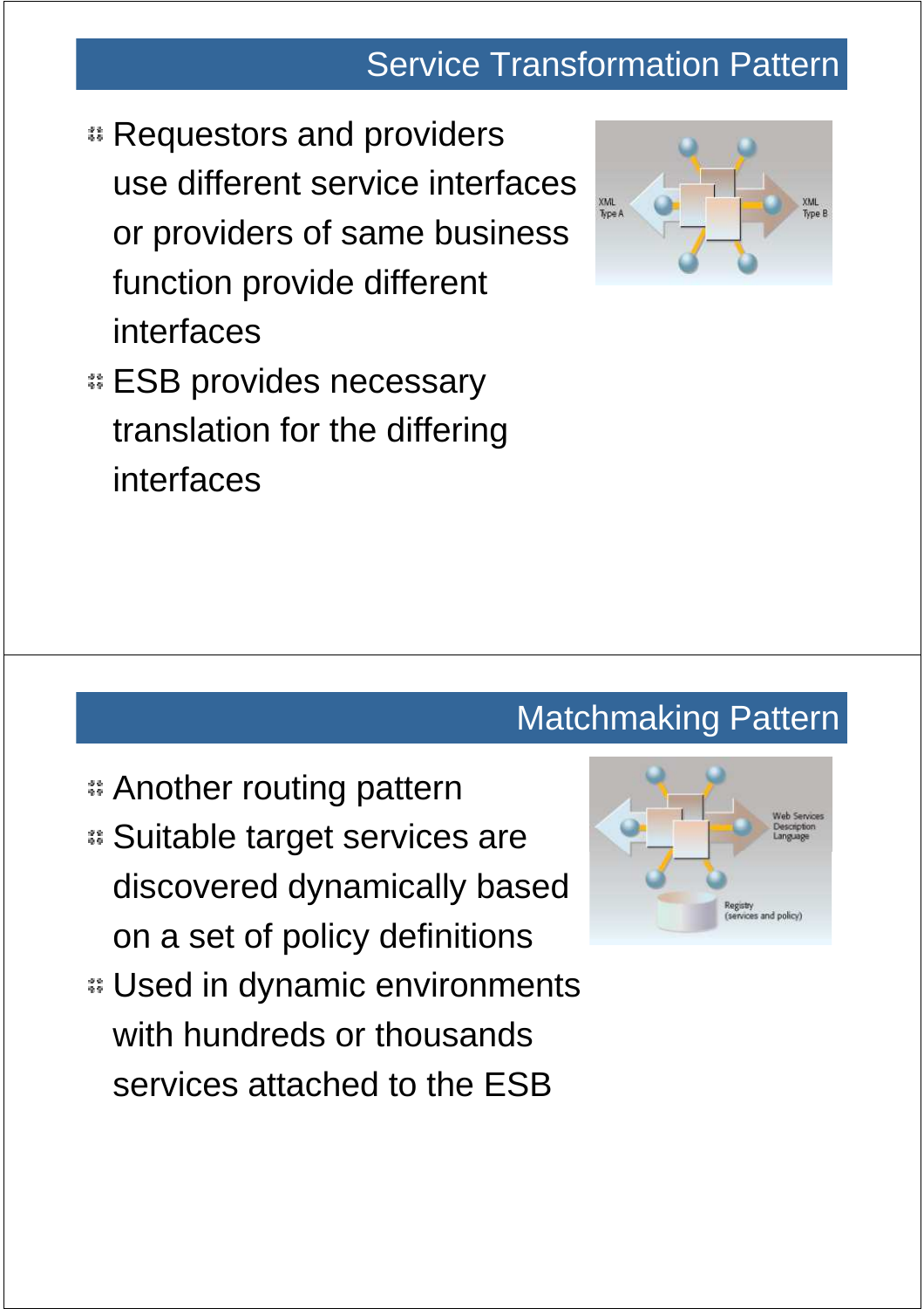## Service Transformation Pattern

- Requestors and providers use different service interfaces or providers of same business function provide different interfaces
- ESB provides necessary translation for the differing interfaces

## Matchmaking Pattern

- Another routing pattern
- Suitable target services are discovered dynamically based on a set of policy definitions
- Used in dynamic environments with hundreds or thousands services attached to the ESB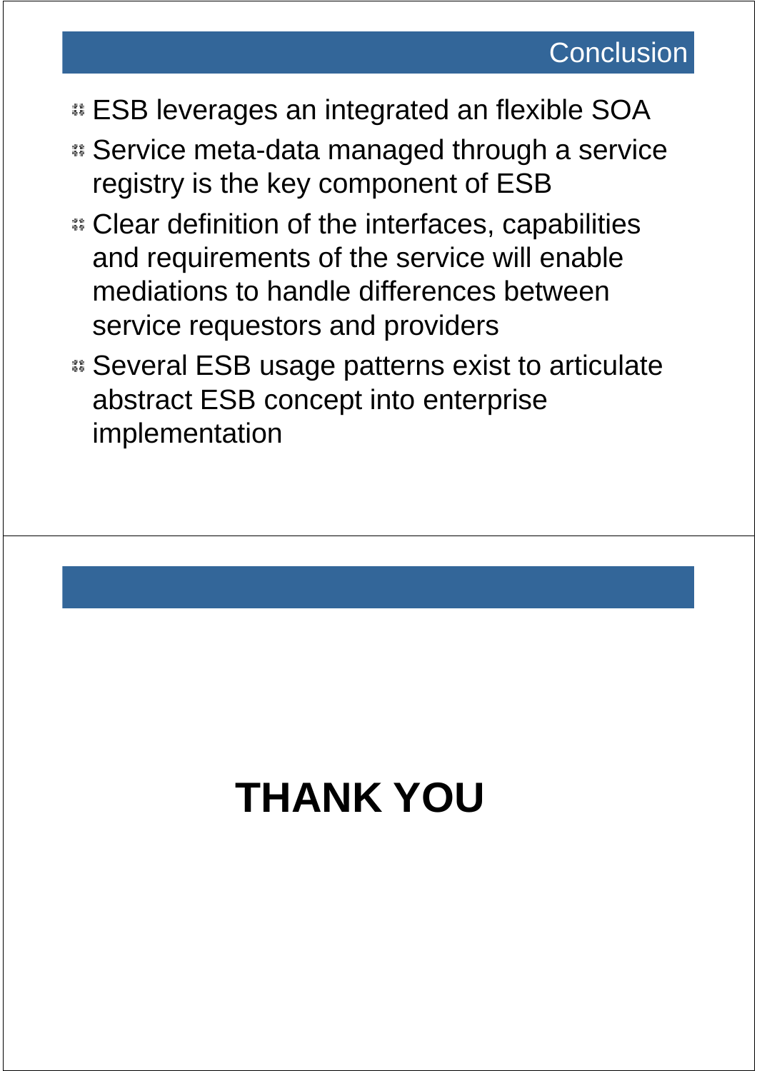## Conclusion

- ESB leverages an integrated an flexible SOA
- Service meta-data managed through a service registry is the key component of ESB
- Clear definition of the interfaces, capabilities and requirements of the service will enable mediations to handle differences between service requestors and providers
- Several ESB usage patterns exist to articulate abstract ESB concept into enterprise implementation

**THANK YOU**